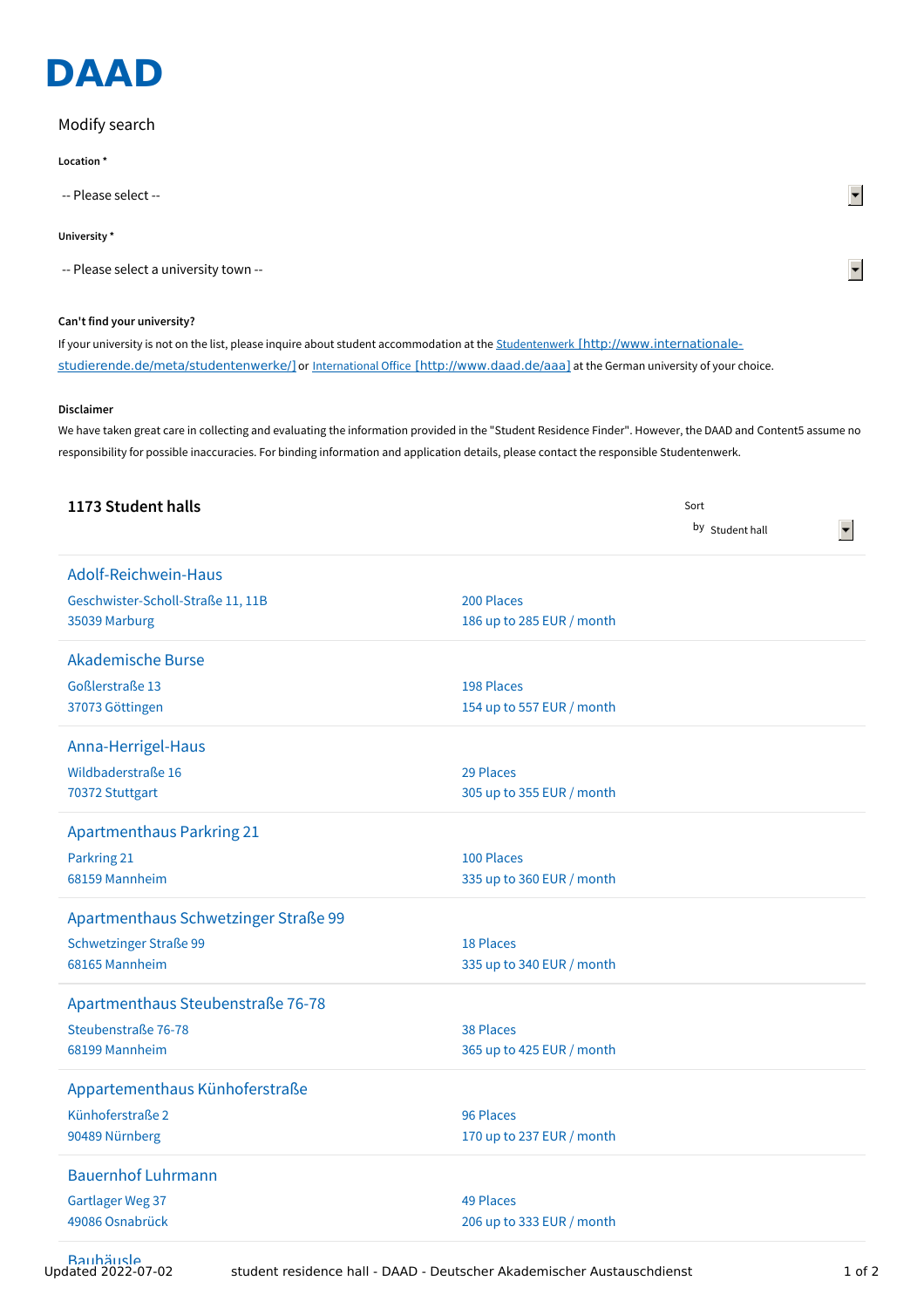# DAAD

Modify search

**Location ***

-- Please select --

**University ***

-- Please select a university town --

**Can't find your university?**

If your university is not on the list, please inquire about student accommodation at the Studentenwerk [http://www.internationale-studierende.de/meta/studentenwerke/] or International Office [http://www.daad.de/aaa] at the German university of your choice.

**Disclaimer**

We have taken great care in collecting and evaluating the information provided in the "Student Residence Finder". However, the DAAD and Content5 assume no responsibility for possible inaccuracies. For binding information and application details, please contact the responsible Studentenwerk.

## 1173 Student halls

Sort by Student hall

### Adolf-Reichwein-Haus

Geschwister-Scholl-Straße 11, 11B
35039 Marburg

200 Places
186 up to 285 EUR / month

### Akademische Burse

Goßlerstraße 13
37073 Göttingen

198 Places
154 up to 557 EUR / month

### Anna-Herrigel-Haus

Wildbaderstraße 16
70372 Stuttgart

29 Places
305 up to 355 EUR / month

### Apartmenthaus Parkring 21

Parkring 21
68159 Mannheim

100 Places
335 up to 360 EUR / month

### Apartmenthaus Schwetzinger Straße 99

Schwetzinger Straße 99
68165 Mannheim

18 Places
335 up to 340 EUR / month

### Apartmenthaus Steubenstraße 76-78

Steubenstraße 76-78
68199 Mannheim

38 Places
365 up to 425 EUR / month

### Appartementhaus Künhoferstraße

Künhoferstraße 2
90489 Nürnberg

96 Places
170 up to 237 EUR / month

### Bauernhof Luhrmann

Gartlager Weg 37
49086 Osnabrück

49 Places
206 up to 333 EUR / month

### Bauhäusle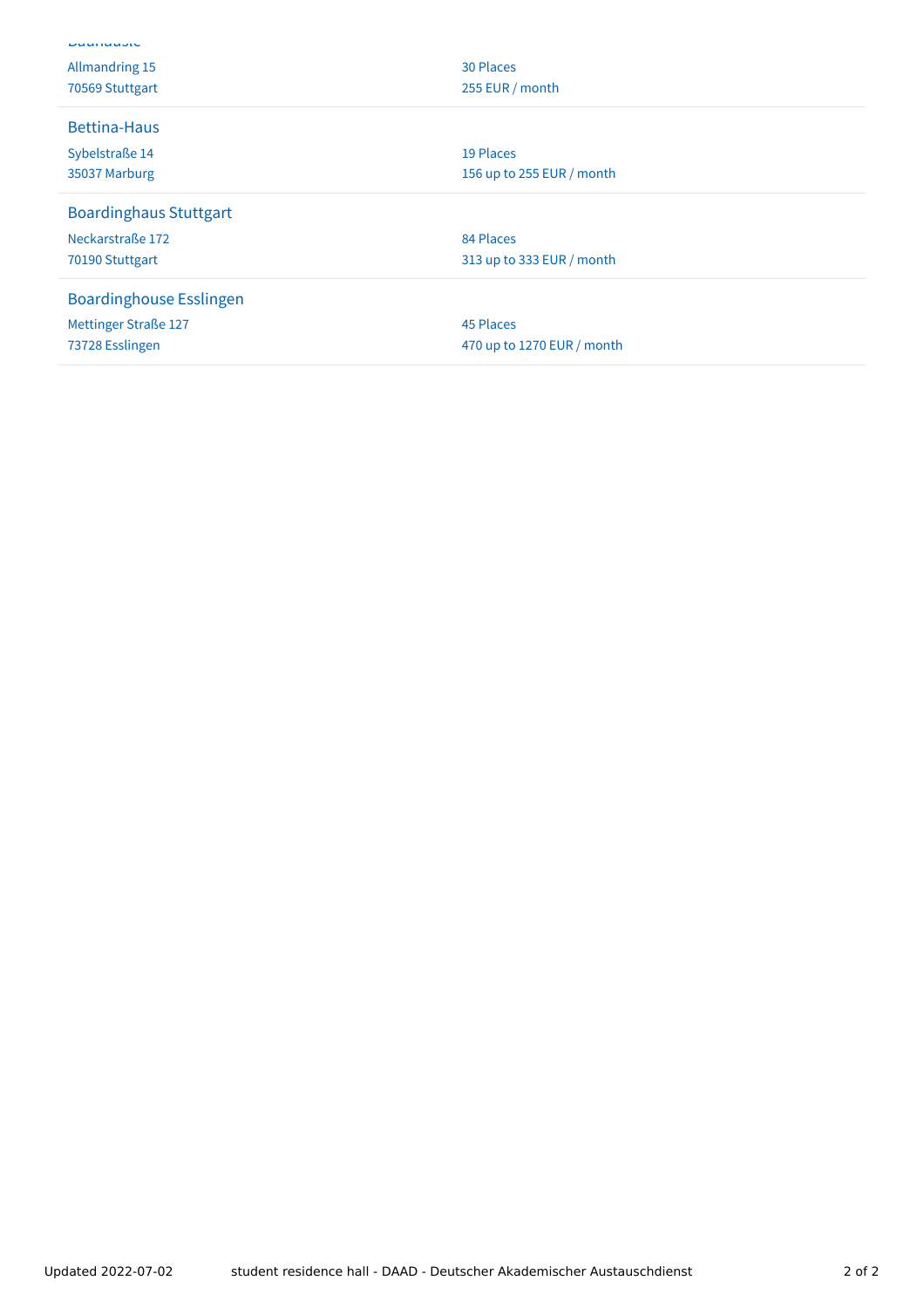Allmandring 15
70569 Stuttgart

30 Places
255 EUR / month

### Bettina-Haus

Sybelstraße 14
35037 Marburg

19 Places
156 up to 255 EUR / month

### Boardinghaus Stuttgart

Neckarstraße 172
70190 Stuttgart

84 Places
313 up to 333 EUR / month

### Boardinghouse Esslingen

Mettinger Straße 127
73728 Esslingen

45 Places
470 up to 1270 EUR / month